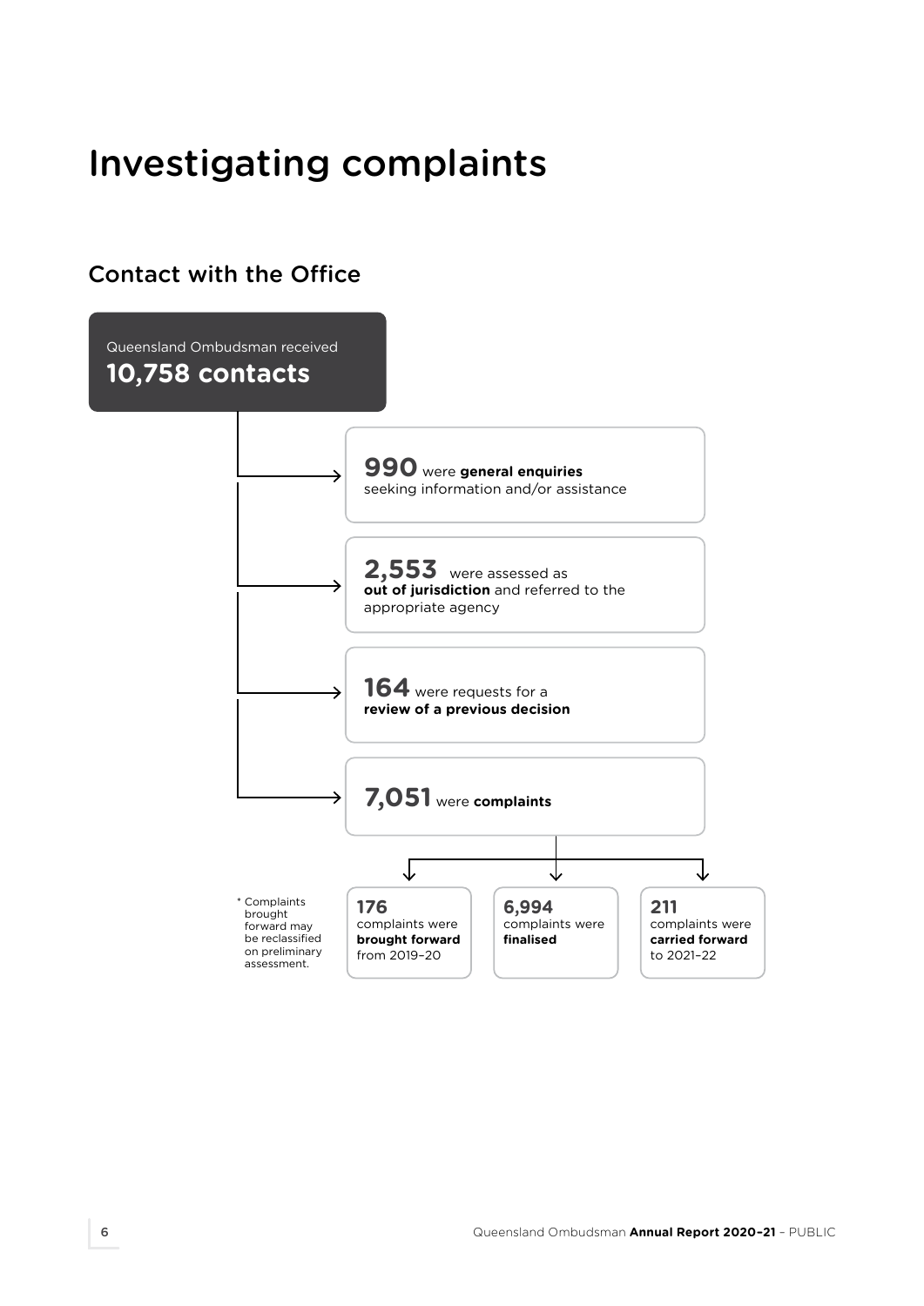# Investigating complaints

## Contact with the Office

Queensland Ombudsman received **10,758 contacts**

- **990** were **general enquiries** seeking information and/or assistance
- **2,553** were assessed as **out of jurisdiction** and referred to the appropriate agency
- **164** were requests for a **review of a previous decision**
- **7,051** were **complaints**
  - **176** complaints were **brought forward** from 2019–20
  - **6,994** complaints were **finalised**
  - **211** complaints were **carried forward** to 2021–22

* Complaints brought forward may be reclassified on preliminary assessment.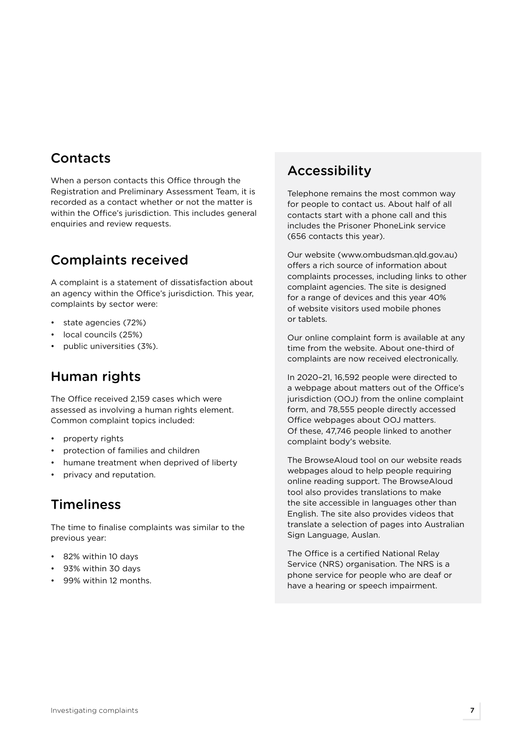## Contacts

When a person contacts this Office through the Registration and Preliminary Assessment Team, it is recorded as a contact whether or not the matter is within the Office's jurisdiction. This includes general enquiries and review requests.

## Complaints received

A complaint is a statement of dissatisfaction about an agency within the Office's jurisdiction. This year, complaints by sector were:

- state agencies (72%)
- local councils (25%)
- public universities (3%).

## Human rights

The Office received 2,159 cases which were assessed as involving a human rights element. Common complaint topics included:

- property rights
- protection of families and children
- humane treatment when deprived of liberty
- privacy and reputation.

## Timeliness

The time to finalise complaints was similar to the previous year:

- 82% within 10 days
- 93% within 30 days
- 99% within 12 months.

## Accessibility

Telephone remains the most common way for people to contact us. About half of all contacts start with a phone call and this includes the Prisoner PhoneLink service (656 contacts this year).

Our website (www.ombudsman.qld.gov.au) offers a rich source of information about complaints processes, including links to other complaint agencies. The site is designed for a range of devices and this year 40% of website visitors used mobile phones or tablets.

Our online complaint form is available at any time from the website. About one-third of complaints are now received electronically.

In 2020–21, 16,592 people were directed to a webpage about matters out of the Office's jurisdiction (OOJ) from the online complaint form, and 78,555 people directly accessed Office webpages about OOJ matters. Of these, 47,746 people linked to another complaint body's website.

The BrowseAloud tool on our website reads webpages aloud to help people requiring online reading support. The BrowseAloud tool also provides translations to make the site accessible in languages other than English. The site also provides videos that translate a selection of pages into Australian Sign Language, Auslan.

The Office is a certified National Relay Service (NRS) organisation. The NRS is a phone service for people who are deaf or have a hearing or speech impairment.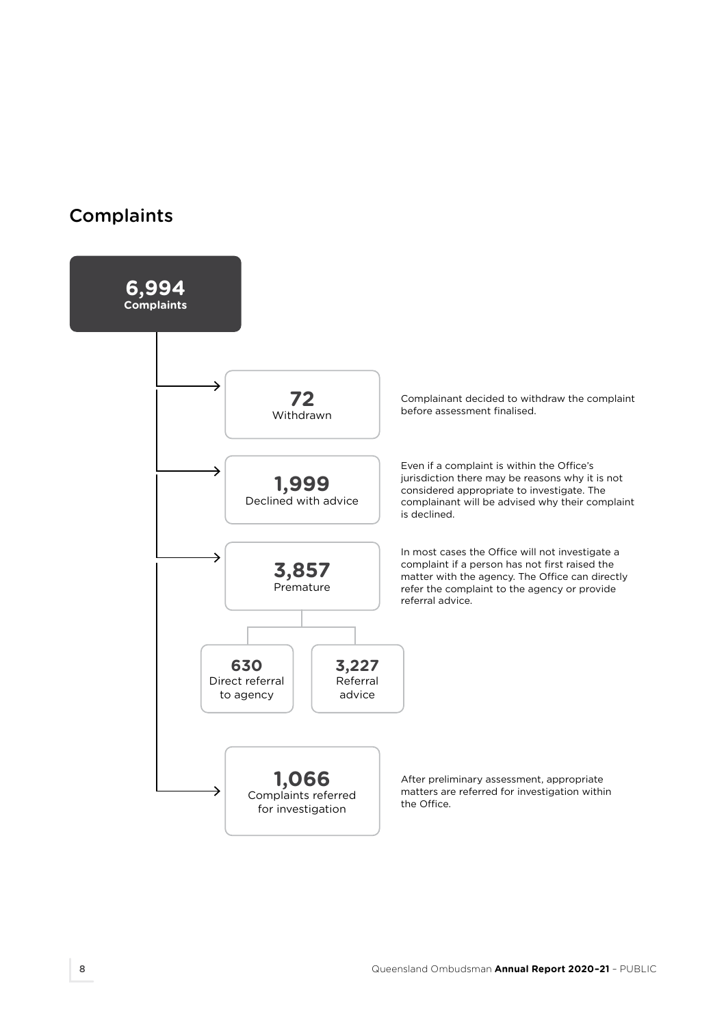## Complaints

**6,994**
**Complaints**

**72**
Withdrawn

Complainant decided to withdraw the complaint before assessment finalised.

**1,999**
Declined with advice

Even if a complaint is within the Office's jurisdiction there may be reasons why it is not considered appropriate to investigate. The complainant will be advised why their complaint is declined.

**3,857**
Premature

In most cases the Office will not investigate a complaint if a person has not first raised the matter with the agency. The Office can directly refer the complaint to the agency or provide referral advice.

**630**
Direct referral to agency

**3,227**
Referral advice

**1,066**
Complaints referred for investigation

After preliminary assessment, appropriate matters are referred for investigation within the Office.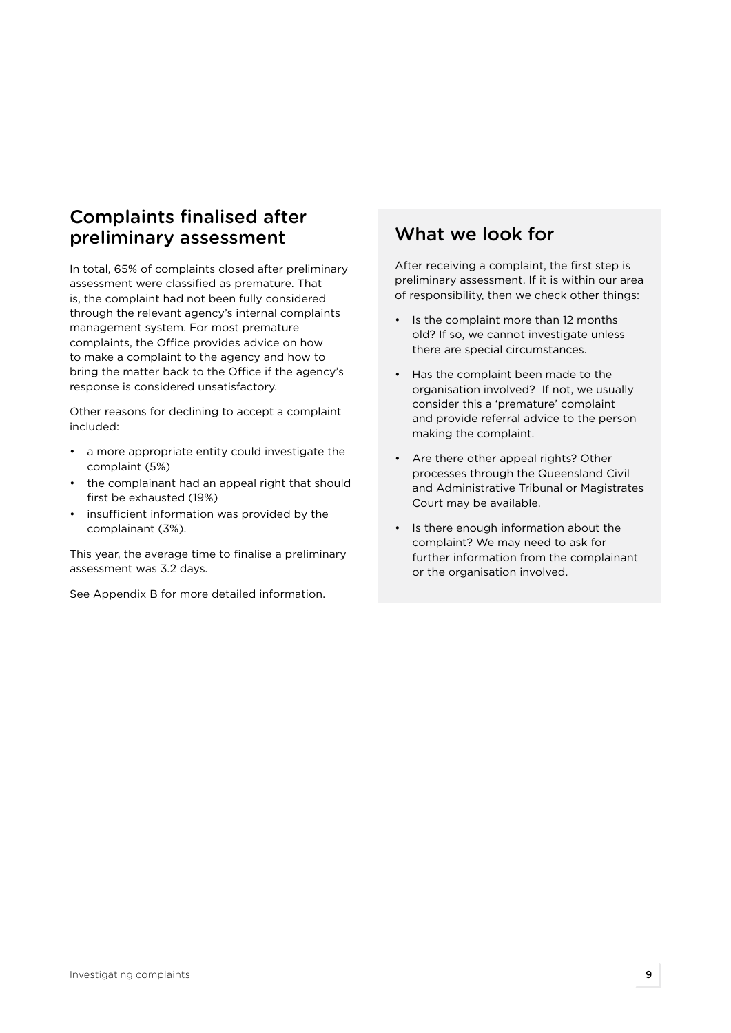## Complaints finalised after preliminary assessment

In total, 65% of complaints closed after preliminary assessment were classified as premature. That is, the complaint had not been fully considered through the relevant agency's internal complaints management system. For most premature complaints, the Office provides advice on how to make a complaint to the agency and how to bring the matter back to the Office if the agency's response is considered unsatisfactory.

Other reasons for declining to accept a complaint included:

- a more appropriate entity could investigate the complaint (5%)
- the complainant had an appeal right that should first be exhausted (19%)
- insufficient information was provided by the complainant (3%).

This year, the average time to finalise a preliminary assessment was 3.2 days.

See Appendix B for more detailed information.

## What we look for

After receiving a complaint, the first step is preliminary assessment. If it is within our area of responsibility, then we check other things:

- Is the complaint more than 12 months old? If so, we cannot investigate unless there are special circumstances.
- Has the complaint been made to the organisation involved? If not, we usually consider this a 'premature' complaint and provide referral advice to the person making the complaint.
- Are there other appeal rights? Other processes through the Queensland Civil and Administrative Tribunal or Magistrates Court may be available.
- Is there enough information about the complaint? We may need to ask for further information from the complainant or the organisation involved.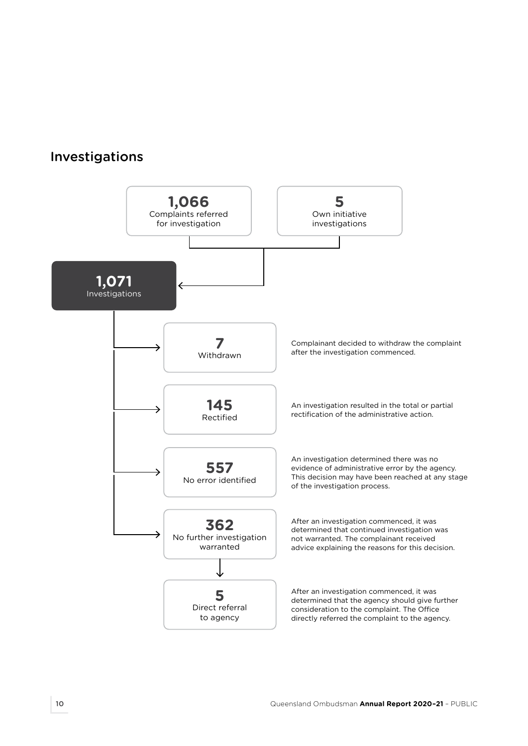## Investigations

**1,066**
Complaints referred for investigation

**5**
Own initiative investigations

**1,071**
Investigations

**7**
Withdrawn

Complainant decided to withdraw the complaint after the investigation commenced.

**145**
Rectified

An investigation resulted in the total or partial rectification of the administrative action.

**557**
No error identified

An investigation determined there was no evidence of administrative error by the agency. This decision may have been reached at any stage of the investigation process.

**362**
No further investigation warranted

After an investigation commenced, it was determined that continued investigation was not warranted. The complainant received advice explaining the reasons for this decision.

**5**
Direct referral to agency

After an investigation commenced, it was determined that the agency should give further consideration to the complaint. The Office directly referred the complaint to the agency.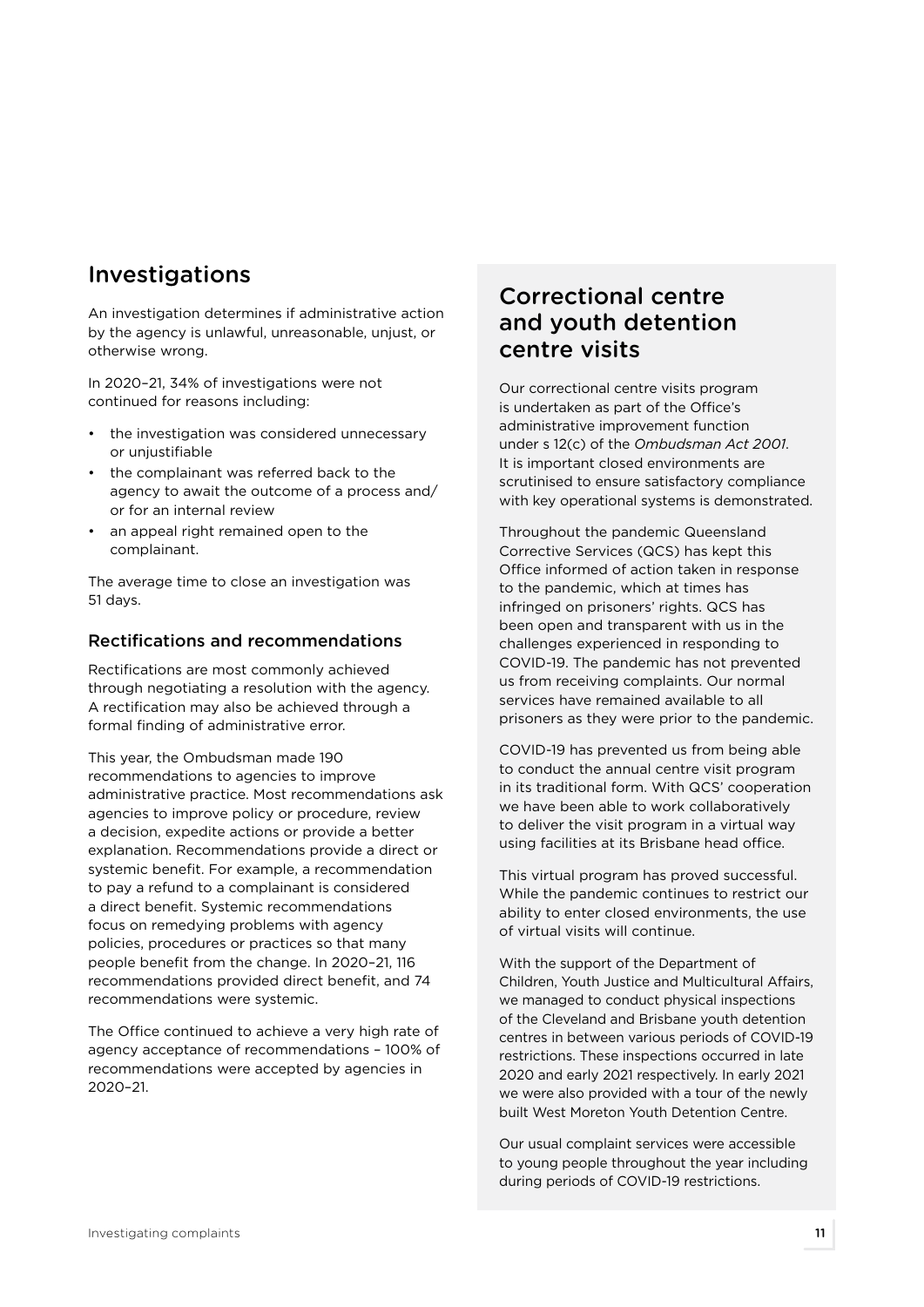## Investigations

An investigation determines if administrative action by the agency is unlawful, unreasonable, unjust, or otherwise wrong.

In 2020–21, 34% of investigations were not continued for reasons including:

- the investigation was considered unnecessary or unjustifiable
- the complainant was referred back to the agency to await the outcome of a process and/or for an internal review
- an appeal right remained open to the complainant.

The average time to close an investigation was 51 days.

### Rectifications and recommendations

Rectifications are most commonly achieved through negotiating a resolution with the agency. A rectification may also be achieved through a formal finding of administrative error.

This year, the Ombudsman made 190 recommendations to agencies to improve administrative practice. Most recommendations ask agencies to improve policy or procedure, review a decision, expedite actions or provide a better explanation. Recommendations provide a direct or systemic benefit. For example, a recommendation to pay a refund to a complainant is considered a direct benefit. Systemic recommendations focus on remedying problems with agency policies, procedures or practices so that many people benefit from the change. In 2020–21, 116 recommendations provided direct benefit, and 74 recommendations were systemic.

The Office continued to achieve a very high rate of agency acceptance of recommendations – 100% of recommendations were accepted by agencies in 2020–21.

## Correctional centre and youth detention centre visits

Our correctional centre visits program is undertaken as part of the Office's administrative improvement function under s 12(c) of the *Ombudsman Act 2001*. It is important closed environments are scrutinised to ensure satisfactory compliance with key operational systems is demonstrated.

Throughout the pandemic Queensland Corrective Services (QCS) has kept this Office informed of action taken in response to the pandemic, which at times has infringed on prisoners' rights. QCS has been open and transparent with us in the challenges experienced in responding to COVID-19. The pandemic has not prevented us from receiving complaints. Our normal services have remained available to all prisoners as they were prior to the pandemic.

COVID-19 has prevented us from being able to conduct the annual centre visit program in its traditional form. With QCS' cooperation we have been able to work collaboratively to deliver the visit program in a virtual way using facilities at its Brisbane head office.

This virtual program has proved successful. While the pandemic continues to restrict our ability to enter closed environments, the use of virtual visits will continue.

With the support of the Department of Children, Youth Justice and Multicultural Affairs, we managed to conduct physical inspections of the Cleveland and Brisbane youth detention centres in between various periods of COVID-19 restrictions. These inspections occurred in late 2020 and early 2021 respectively. In early 2021 we were also provided with a tour of the newly built West Moreton Youth Detention Centre.

Our usual complaint services were accessible to young people throughout the year including during periods of COVID-19 restrictions.